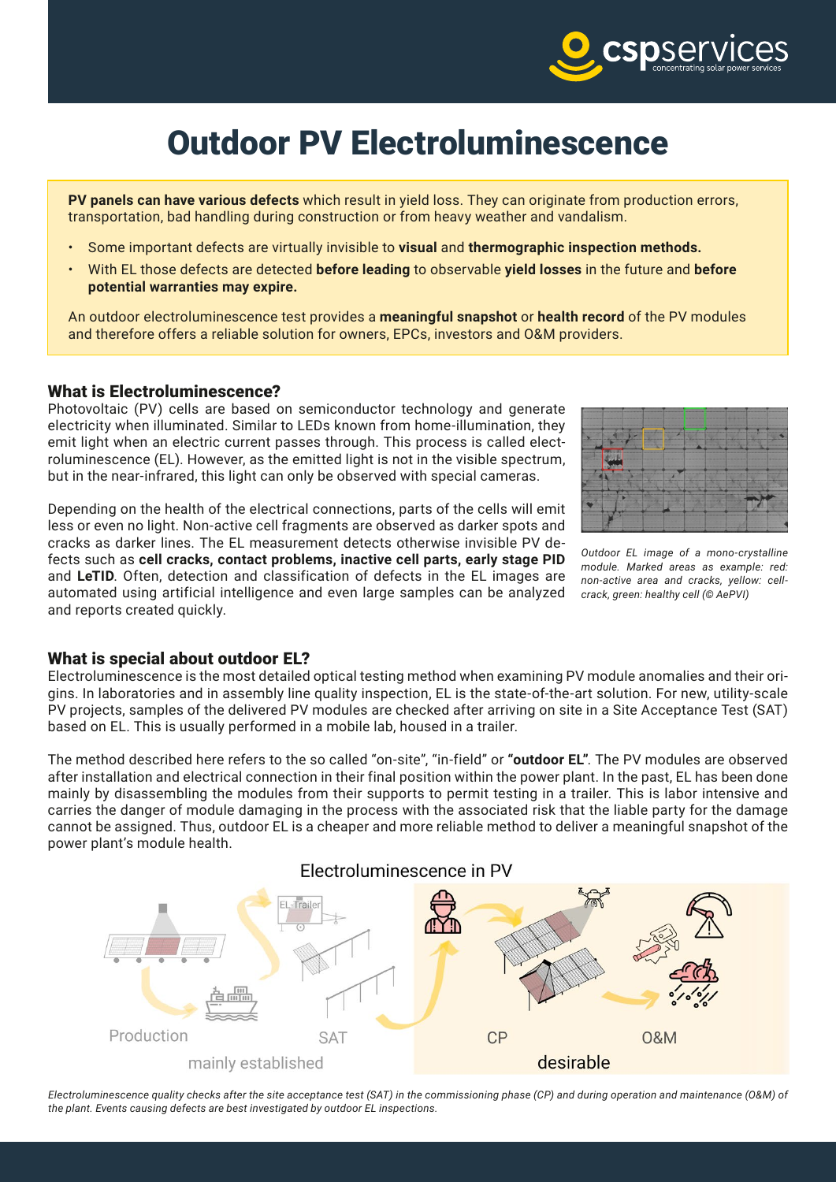# Outdoor PV Electroluminescence

**PV panels can have various defects** which result in yield loss. They can originate from production errors, transportation, bad handling during construction or from heavy weather and vandalism.

- Some important defects are virtually invisible to **visual** and **thermographic inspection methods.**
- With EL those defects are detected **before leading** to observable **yield losses** in the future and **before potential warranties may expire.**

An outdoor electroluminescence test provides a **meaningful snapshot** or **health record** of the PV modules and therefore offers a reliable solution for owners, EPCs, investors and O&M providers.

## What is Electroluminescence?

Photovoltaic (PV) cells are based on semiconductor technology and generate electricity when illuminated. Similar to LEDs known from home-illumination, they emit light when an electric current passes through. This process is called electroluminescence (EL). However, as the emitted light is not in the visible spectrum, but in the near-infrared, this light can only be observed with special cameras.

Depending on the health of the electrical connections, parts of the cells will emit less or even no light. Non-active cell fragments are observed as darker spots and cracks as darker lines. The EL measurement detects otherwise invisible PV defects such as **cell cracks, contact problems, inactive cell parts, early stage PID** and **LeTID**. Often, detection and classification of defects in the EL images are automated using artificial intelligence and even large samples can be analyzed and reports created quickly.

*Outdoor EL image of a mono-crystalline module. Marked areas as example: red: non-active area and cracks, yellow: cell-crack, green: healthy cell (© AePVI)*

## What is special about outdoor EL?

Electroluminescence is the most detailed optical testing method when examining PV module anomalies and their origins. In laboratories and in assembly line quality inspection, EL is the state-of-the-art solution. For new, utility-scale PV projects, samples of the delivered PV modules are checked after arriving on site in a Site Acceptance Test (SAT) based on EL. This is usually performed in a mobile lab, housed in a trailer.

The method described here refers to the so called "on-site", "in-field" or **"outdoor EL"**. The PV modules are observed after installation and electrical connection in their final position within the power plant. In the past, EL has been done mainly by disassembling the modules from their supports to permit testing in a trailer. This is labor intensive and carries the danger of module damaging in the process with the associated risk that the liable party for the damage cannot be assigned. Thus, outdoor EL is a cheaper and more reliable method to deliver a meaningful snapshot of the power plant's module health.

Electroluminescence in PV

Production | SAT | CP | O&M

mainly established | desirable

*Electroluminescence quality checks after the site acceptance test (SAT) in the commissioning phase (CP) and during operation and maintenance (O&M) of the plant. Events causing defects are best investigated by outdoor EL inspections.*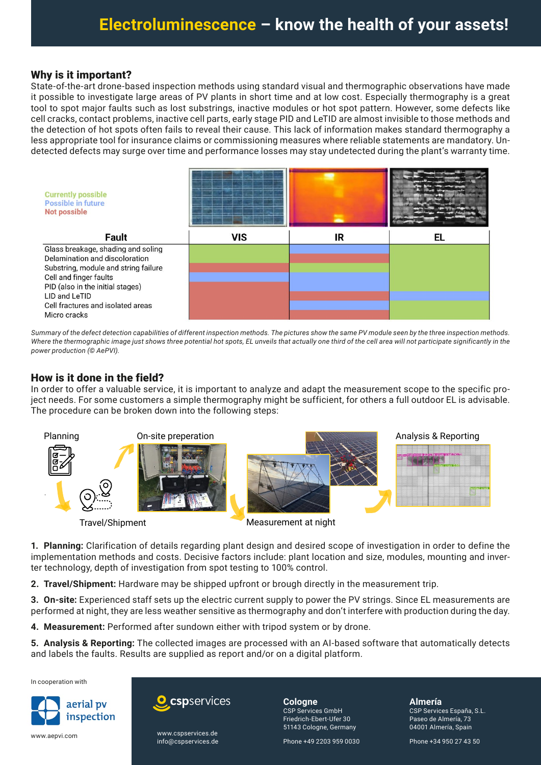# Electroluminescence – know the health of your assets!

## Why is it important?

State-of-the-art drone-based inspection methods using standard visual and thermographic observations have made it possible to investigate large areas of PV plants in short time and at low cost. Especially thermography is a great tool to spot major faults such as lost substrings, inactive modules or hot spot pattern. However, some defects like cell cracks, contact problems, inactive cell parts, early stage PID and LeTID are almost invisible to those methods and the detection of hot spots often fails to reveal their cause. This lack of information makes standard thermography a less appropriate tool for insurance claims or commissioning measures where reliable statements are mandatory. Undetected defects may surge over time and performance losses may stay undetected during the plant's warranty time.

Currently possible
Possible in future
Not possible

| Fault | VIS | IR | EL |
|---|---|---|---|
| Glass breakage, shading and soling | Currently possible | Possible in future | Currently possible |
| Delamination and discoloration | Currently possible | Not possible | Currently possible |
| Substring, module and string failure | Not possible | Currently possible | Currently possible |
| Cell and finger faults | Possible in future | Possible in future | Currently possible |
| PID (also in the initial stages) | Not possible | Possible in future | Currently possible |
| LID and LeTID | Not possible | Not possible | Possible in future |
| Cell fractures and isolated areas | Not possible | Possible in future | Currently possible |
| Micro cracks | Not possible | Not possible | Currently possible |

*Summary of the defect detection capabilities of different inspection methods. The pictures show the same PV module seen by the three inspection methods. Where the thermographic image just shows three potential hot spots, EL unveils that actually one third of the cell area will not participate significantly in the power production (© AePVI).*

## How is it done in the field?

In order to offer a valuable service, it is important to analyze and adapt the measurement scope to the specific project needs. For some customers a simple thermography might be sufficient, for others a full outdoor EL is advisable. The procedure can be broken down into the following steps:

Planning
Travel/Shipment
On-site preperation
Measurement at night
Analysis & Reporting

1. **Planning:** Clarification of details regarding plant design and desired scope of investigation in order to define the implementation methods and costs. Decisive factors include: plant location and size, modules, mounting and inverter technology, depth of investigation from spot testing to 100% control.
2. **Travel/Shipment:** Hardware may be shipped upfront or brough directly in the measurement trip.
3. **On-site:** Experienced staff sets up the electric current supply to power the PV strings. Since EL measurements are performed at night, they are less weather sensitive as thermography and don't interfere with production during the day.
4. **Measurement:** Performed after sundown either with tripod system or by drone.
5. **Analysis & Reporting:** The collected images are processed with an AI-based software that automatically detects and labels the faults. Results are supplied as report and/or on a digital platform.

In cooperation with

aerial pv inspection

www.aepvi.com

cspservices

www.cspservices.de
info@cspservices.de

**Cologne**
CSP Services GmbH
Friedrich-Ebert-Ufer 30
51143 Cologne, Germany

Phone +49 2203 959 0030

**Almería**
CSP Services España, S.L.
Paseo de Almería, 73
04001 Almería, Spain

Phone +34 950 27 43 50